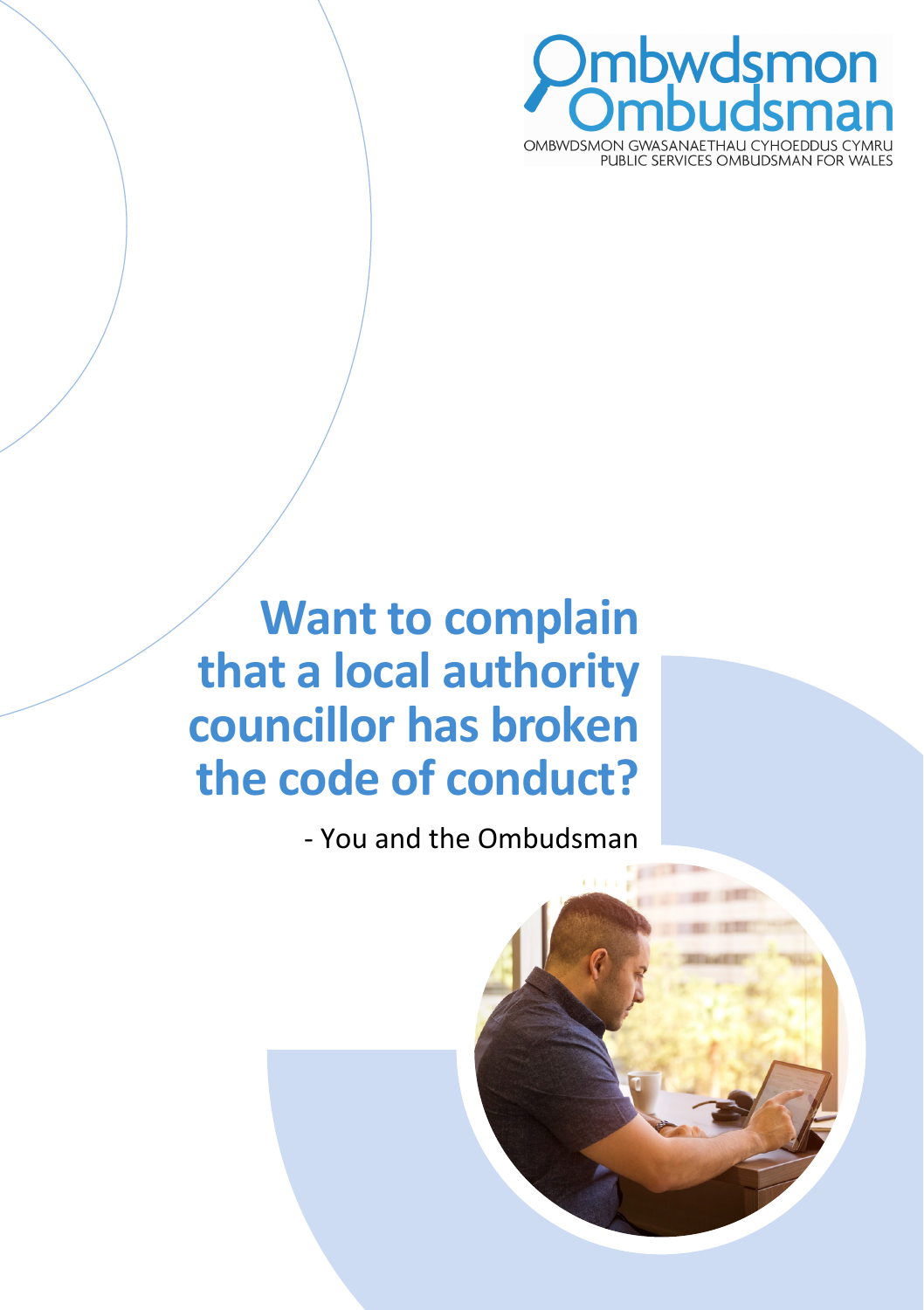Ombwdsmon
Ombudsman

OMBWDSMON GWASANAETHAU CYHOEDDUS CYMRU
PUBLIC SERVICES OMBUDSMAN FOR WALES

# Want to complain that a local authority councillor has broken the code of conduct?

- You and the Ombudsman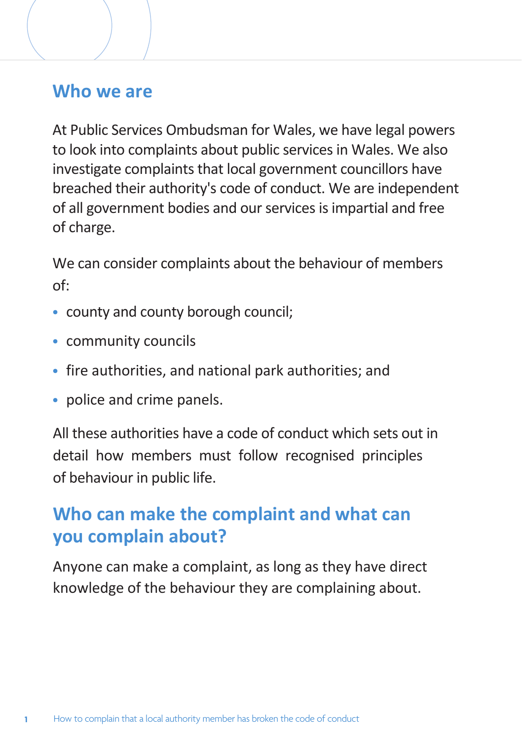## Who we are

At Public Services Ombudsman for Wales, we have legal powers to look into complaints about public services in Wales. We also investigate complaints that local government councillors have breached their authority's code of conduct. We are independent of all government bodies and our services is impartial and free of charge.

We can consider complaints about the behaviour of members of:

- county and county borough council;
- community councils
- fire authorities, and national park authorities; and
- police and crime panels.

All these authorities have a code of conduct which sets out in detail how members must follow recognised principles of behaviour in public life.

## Who can make the complaint and what can you complain about?

Anyone can make a complaint, as long as they have direct knowledge of the behaviour they are complaining about.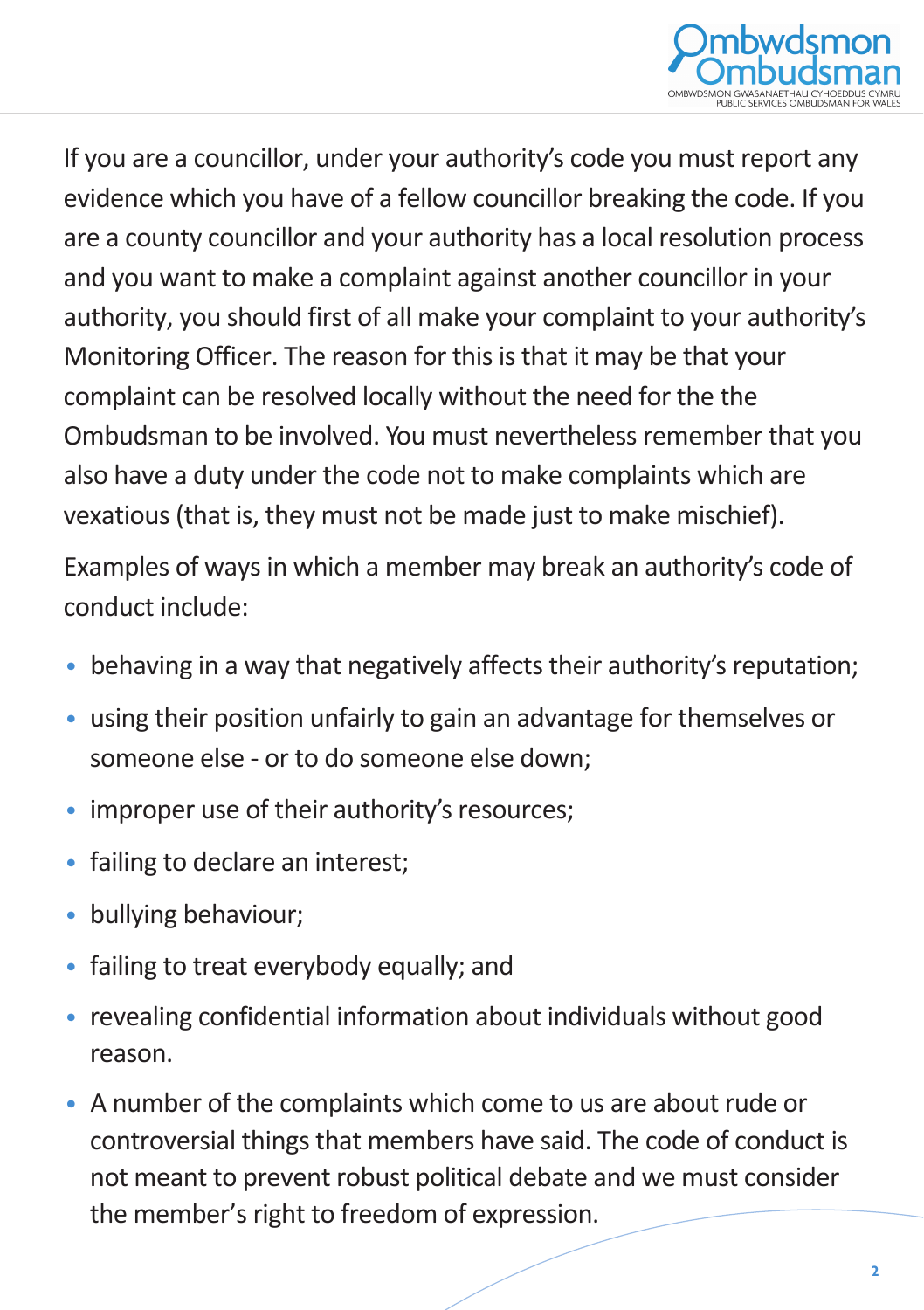If you are a councillor, under your authority's code you must report any evidence which you have of a fellow councillor breaking the code. If you are a county councillor and your authority has a local resolution process and you want to make a complaint against another councillor in your authority, you should first of all make your complaint to your authority's Monitoring Officer. The reason for this is that it may be that your complaint can be resolved locally without the need for the the Ombudsman to be involved. You must nevertheless remember that you also have a duty under the code not to make complaints which are vexatious (that is, they must not be made just to make mischief).

Examples of ways in which a member may break an authority's code of conduct include:

- behaving in a way that negatively affects their authority's reputation;
- using their position unfairly to gain an advantage for themselves or someone else - or to do someone else down;
- improper use of their authority's resources;
- failing to declare an interest;
- bullying behaviour;
- failing to treat everybody equally; and
- revealing confidential information about individuals without good reason.
- A number of the complaints which come to us are about rude or controversial things that members have said. The code of conduct is not meant to prevent robust political debate and we must consider the member's right to freedom of expression.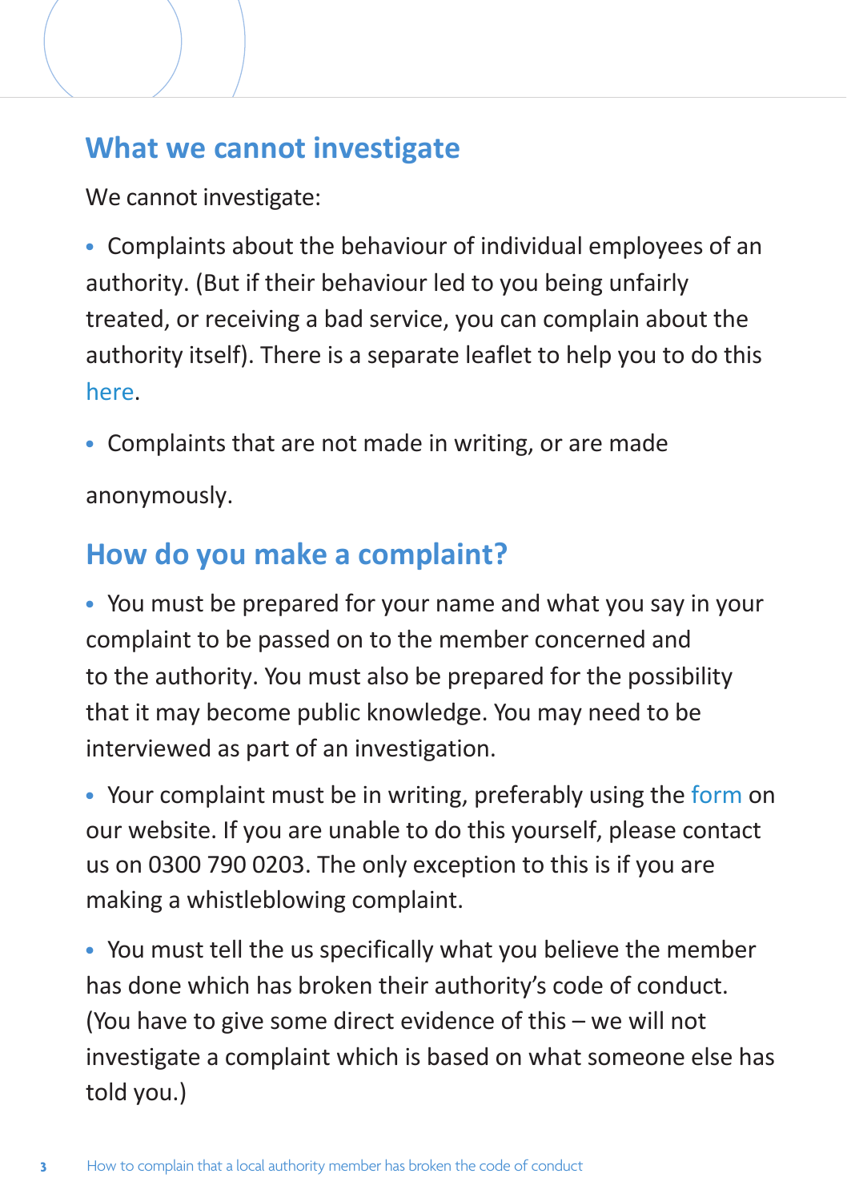## What we cannot investigate

We cannot investigate:

- Complaints about the behaviour of individual employees of an authority. (But if their behaviour led to you being unfairly treated, or receiving a bad service, you can complain about the authority itself). There is a separate leaflet to help you to do this here.
- Complaints that are not made in writing, or are made anonymously.

## How do you make a complaint?

- You must be prepared for your name and what you say in your complaint to be passed on to the member concerned and to the authority. You must also be prepared for the possibility that it may become public knowledge. You may need to be interviewed as part of an investigation.
- Your complaint must be in writing, preferably using the form on our website. If you are unable to do this yourself, please contact us on 0300 790 0203. The only exception to this is if you are making a whistleblowing complaint.
- You must tell the us specifically what you believe the member has done which has broken their authority's code of conduct. (You have to give some direct evidence of this – we will not investigate a complaint which is based on what someone else has told you.)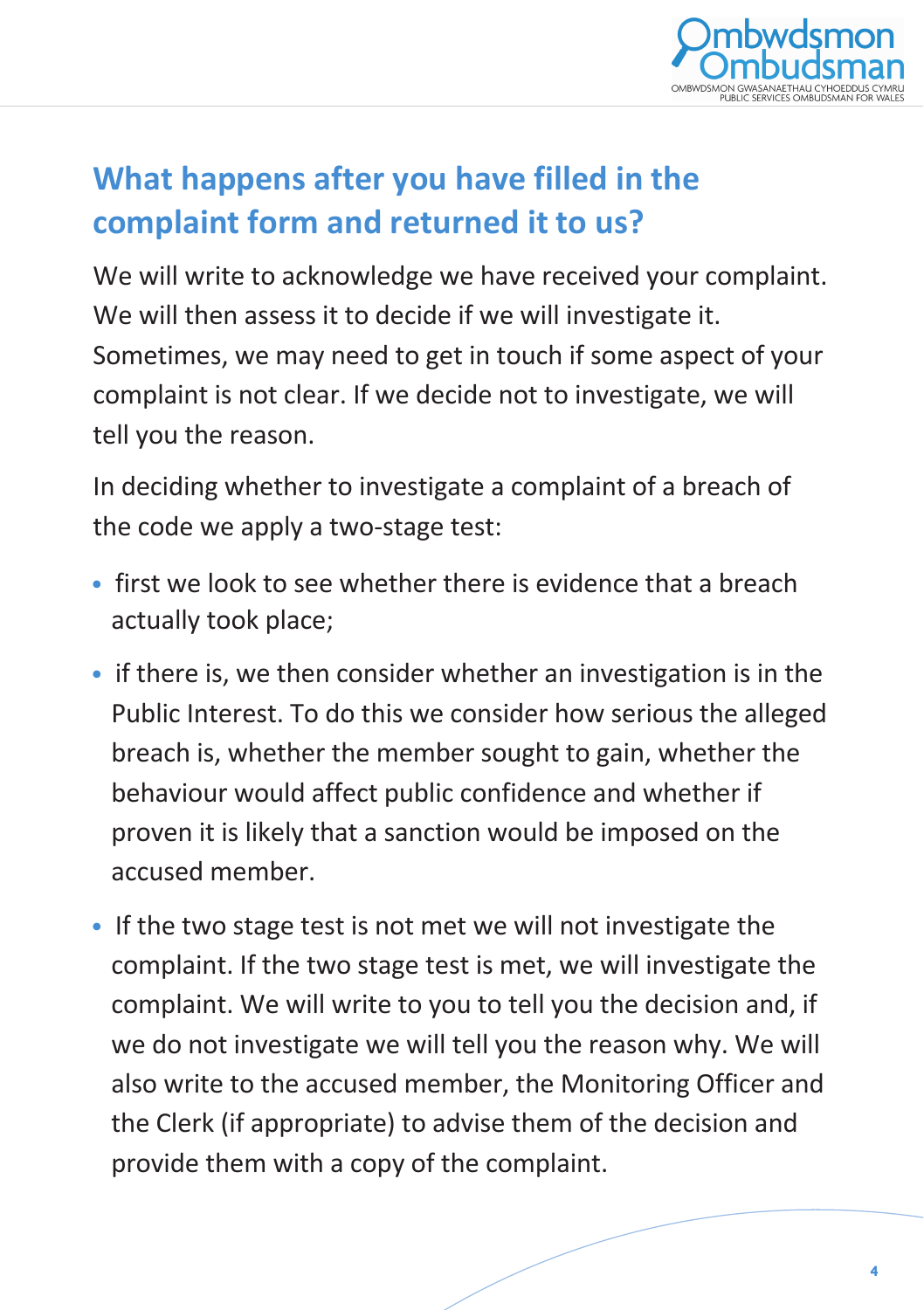## What happens after you have filled in the complaint form and returned it to us?

We will write to acknowledge we have received your complaint. We will then assess it to decide if we will investigate it. Sometimes, we may need to get in touch if some aspect of your complaint is not clear. If we decide not to investigate, we will tell you the reason.

In deciding whether to investigate a complaint of a breach of the code we apply a two-stage test:

- first we look to see whether there is evidence that a breach actually took place;
- if there is, we then consider whether an investigation is in the Public Interest. To do this we consider how serious the alleged breach is, whether the member sought to gain, whether the behaviour would affect public confidence and whether if proven it is likely that a sanction would be imposed on the accused member.
- If the two stage test is not met we will not investigate the complaint. If the two stage test is met, we will investigate the complaint. We will write to you to tell you the decision and, if we do not investigate we will tell you the reason why. We will also write to the accused member, the Monitoring Officer and the Clerk (if appropriate) to advise them of the decision and provide them with a copy of the complaint.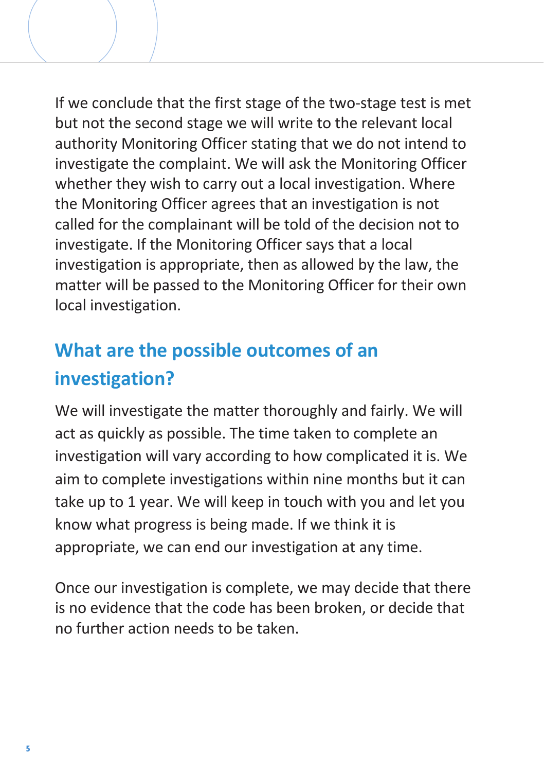If we conclude that the first stage of the two-stage test is met but not the second stage we will write to the relevant local authority Monitoring Officer stating that we do not intend to investigate the complaint. We will ask the Monitoring Officer whether they wish to carry out a local investigation. Where the Monitoring Officer agrees that an investigation is not called for the complainant will be told of the decision not to investigate. If the Monitoring Officer says that a local investigation is appropriate, then as allowed by the law, the matter will be passed to the Monitoring Officer for their own local investigation.

## What are the possible outcomes of an investigation?

We will investigate the matter thoroughly and fairly. We will act as quickly as possible. The time taken to complete an investigation will vary according to how complicated it is. We aim to complete investigations within nine months but it can take up to 1 year. We will keep in touch with you and let you know what progress is being made. If we think it is appropriate, we can end our investigation at any time.

Once our investigation is complete, we may decide that there is no evidence that the code has been broken, or decide that no further action needs to be taken.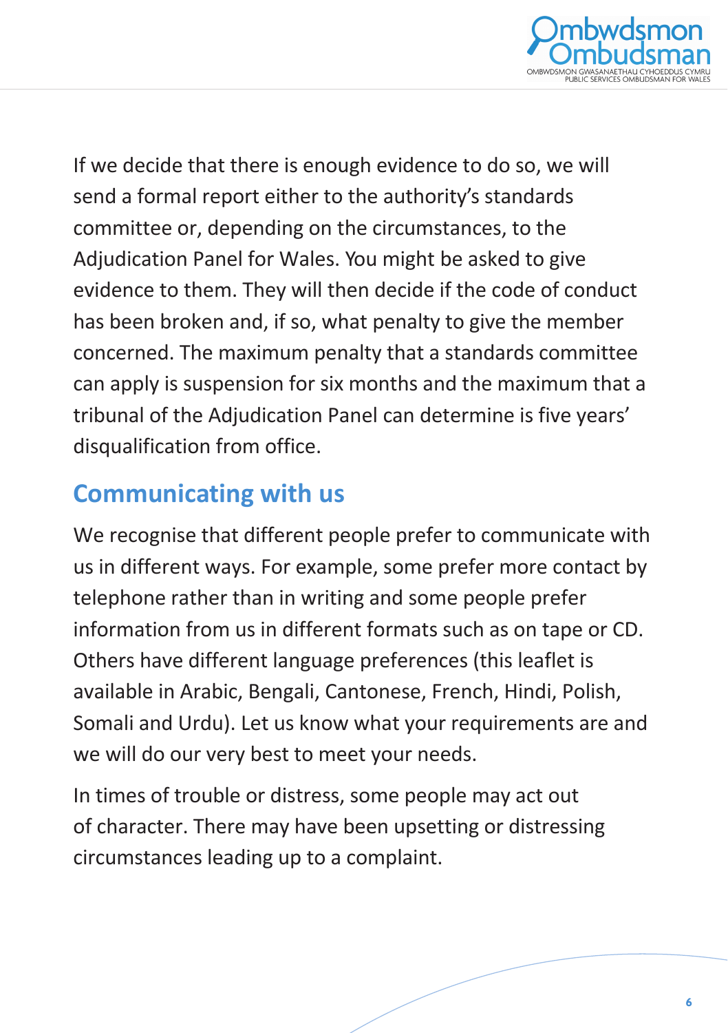If we decide that there is enough evidence to do so, we will send a formal report either to the authority's standards committee or, depending on the circumstances, to the Adjudication Panel for Wales. You might be asked to give evidence to them. They will then decide if the code of conduct has been broken and, if so, what penalty to give the member concerned. The maximum penalty that a standards committee can apply is suspension for six months and the maximum that a tribunal of the Adjudication Panel can determine is five years' disqualification from office.

## Communicating with us

We recognise that different people prefer to communicate with us in different ways. For example, some prefer more contact by telephone rather than in writing and some people prefer information from us in different formats such as on tape or CD. Others have different language preferences (this leaflet is available in Arabic, Bengali, Cantonese, French, Hindi, Polish, Somali and Urdu). Let us know what your requirements are and we will do our very best to meet your needs.

In times of trouble or distress, some people may act out of character. There may have been upsetting or distressing circumstances leading up to a complaint.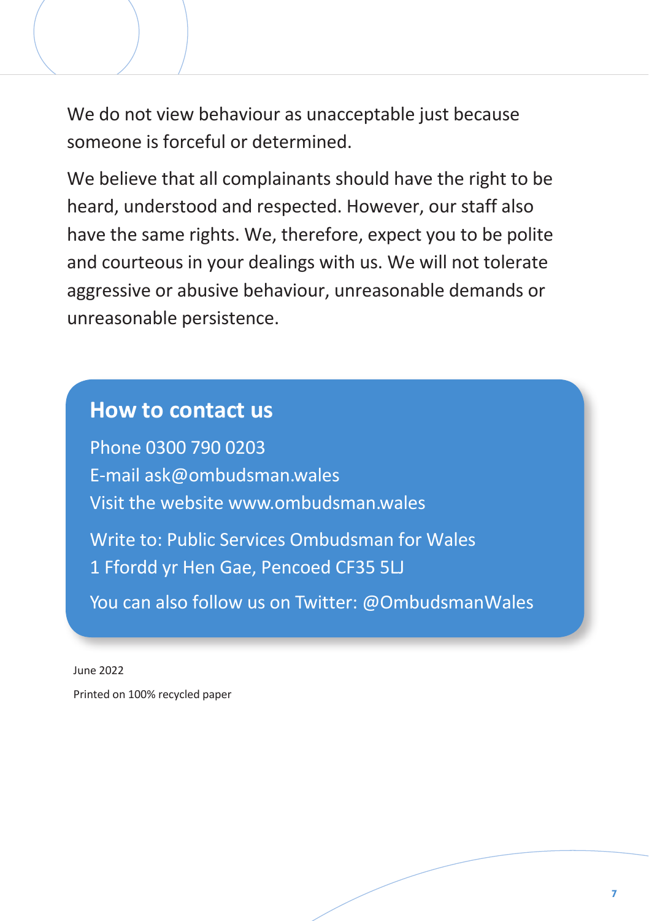We do not view behaviour as unacceptable just because someone is forceful or determined.

We believe that all complainants should have the right to be heard, understood and respected. However, our staff also have the same rights. We, therefore, expect you to be polite and courteous in your dealings with us. We will not tolerate aggressive or abusive behaviour, unreasonable demands or unreasonable persistence.

## How to contact us

Phone 0300 790 0203
E-mail ask@ombudsman.wales
Visit the website www.ombudsman.wales

Write to: Public Services Ombudsman for Wales
1 Ffordd yr Hen Gae, Pencoed CF35 5LJ

You can also follow us on Twitter: @OmbudsmanWales

June 2022

Printed on 100% recycled paper